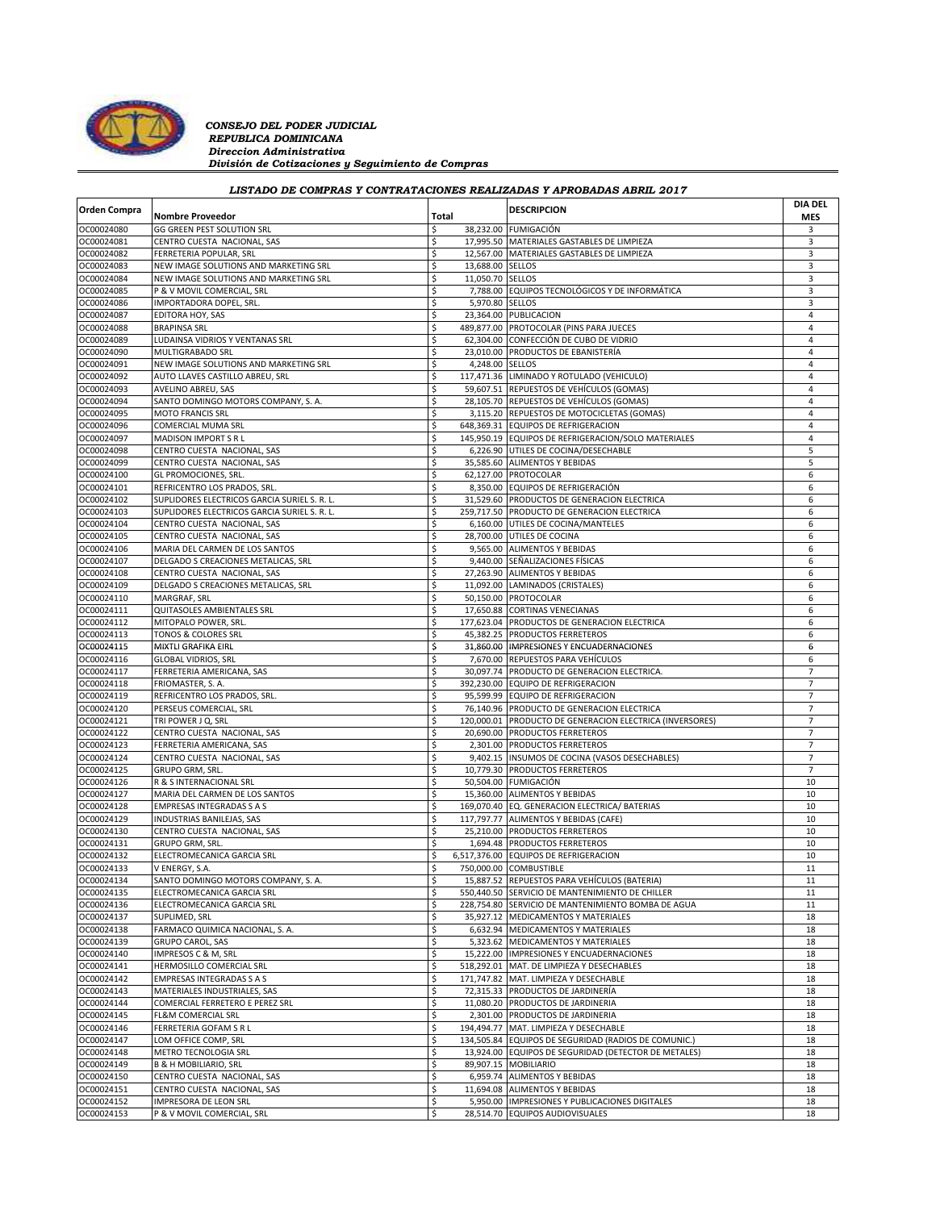*CONSEJO DEL PODER JUDICIAL*
*REPUBLICA DOMINICANA*
*Direccion Administrativa*
*División de Cotizaciones y Seguimiento de Compras*

### *LISTADO DE COMPRAS Y CONTRATACIONES REALIZADAS Y APROBADAS ABRIL 2017*

| Orden Compra | Nombre Proveedor | Total | DESCRIPCION | DIA DEL MES |
|---|---|---|---|---|
| OC00024080 | GG GREEN PEST SOLUTION SRL | $ 38,232.00 | FUMIGACIÓN | 3 |
| OC00024081 | CENTRO CUESTA NACIONAL, SAS | $ 17,995.50 | MATERIALES GASTABLES DE LIMPIEZA | 3 |
| OC00024082 | FERRETERIA POPULAR, SRL | $ 12,567.00 | MATERIALES GASTABLES DE LIMPIEZA | 3 |
| OC00024083 | NEW IMAGE SOLUTIONS AND MARKETING SRL | $ 13,688.00 | SELLOS | 3 |
| OC00024084 | NEW IMAGE SOLUTIONS AND MARKETING SRL | $ 11,050.70 | SELLOS | 3 |
| OC00024085 | P & V MOVIL COMERCIAL, SRL | $ 7,788.00 | EQUIPOS TECNOLÓGICOS Y DE INFORMÁTICA | 3 |
| OC00024086 | IMPORTADORA DOPEL, SRL. | $ 5,970.80 | SELLOS | 3 |
| OC00024087 | EDITORA HOY, SAS | $ 23,364.00 | PUBLICACION | 4 |
| OC00024088 | BRAPINSA SRL | $ 489,877.00 | PROTOCOLAR (PINS PARA JUECES | 4 |
| OC00024089 | LUDAINSA VIDRIOS Y VENTANAS SRL | $ 62,304.00 | CONFECCIÓN DE CUBO DE VIDRIO | 4 |
| OC00024090 | MULTIGRABADO SRL | $ 23,010.00 | PRODUCTOS DE EBANISTERÍA | 4 |
| OC00024091 | NEW IMAGE SOLUTIONS AND MARKETING SRL | $ 4,248.00 | SELLOS | 4 |
| OC00024092 | AUTO LLAVES CASTILLO ABREU, SRL | $ 117,471.36 | LIMINADO Y ROTULADO (VEHICULO) | 4 |
| OC00024093 | AVELINO ABREU, SAS | $ 59,607.51 | REPUESTOS DE VEHÍCULOS (GOMAS) | 4 |
| OC00024094 | SANTO DOMINGO MOTORS COMPANY, S. A. | $ 28,105.70 | REPUESTOS DE VEHÍCULOS (GOMAS) | 4 |
| OC00024095 | MOTO FRANCIS SRL | $ 3,115.20 | REPUESTOS DE MOTOCICLETAS (GOMAS) | 4 |
| OC00024096 | COMERCIAL MUMA SRL | $ 648,369.31 | EQUIPOS DE REFRIGERACION | 4 |
| OC00024097 | MADISON IMPORT S R L | $ 145,950.19 | EQUIPOS DE REFRIGERACION/SOLO MATERIALES | 4 |
| OC00024098 | CENTRO CUESTA NACIONAL, SAS | $ 6,226.90 | UTILES DE COCINA/DESECHABLE | 5 |
| OC00024099 | CENTRO CUESTA NACIONAL, SAS | $ 35,585.60 | ALIMENTOS Y BEBIDAS | 5 |
| OC00024100 | GL PROMOCIONES, SRL. | $ 62,127.00 | PROTOCOLAR | 6 |
| OC00024101 | REFRICENTRO LOS PRADOS, SRL. | $ 8,350.00 | EQUIPOS DE REFRIGERACIÓN | 6 |
| OC00024102 | SUPLIDORES ELECTRICOS GARCIA SURIEL S. R. L. | $ 31,529.60 | PRODUCTOS DE GENERACION ELECTRICA | 6 |
| OC00024103 | SUPLIDORES ELECTRICOS GARCIA SURIEL S. R. L. | $ 259,717.50 | PRODUCTO DE GENERACION ELECTRICA | 6 |
| OC00024104 | CENTRO CUESTA NACIONAL, SAS | $ 6,160.00 | UTILES DE COCINA/MANTELES | 6 |
| OC00024105 | CENTRO CUESTA NACIONAL, SAS | $ 28,700.00 | UTILES DE COCINA | 6 |
| OC00024106 | MARIA DEL CARMEN DE LOS SANTOS | $ 9,565.00 | ALIMENTOS Y BEBIDAS | 6 |
| OC00024107 | DELGADO S CREACIONES METALICAS, SRL | $ 9,440.00 | SEÑALIZACIONES FÍSICAS | 6 |
| OC00024108 | CENTRO CUESTA NACIONAL, SAS | $ 27,263.90 | ALIMENTOS Y BEBIDAS | 6 |
| OC00024109 | DELGADO S CREACIONES METALICAS, SRL | $ 11,092.00 | LAMINADOS (CRISTALES) | 6 |
| OC00024110 | MARGRAF, SRL | $ 50,150.00 | PROTOCOLAR | 6 |
| OC00024111 | QUITASOLES AMBIENTALES SRL | $ 17,650.88 | CORTINAS VENECIANAS | 6 |
| OC00024112 | MITOPALO POWER, SRL. | $ 177,623.04 | PRODUCTOS DE GENERACION ELECTRICA | 6 |
| OC00024113 | TONOS & COLORES SRL | $ 45,382.25 | PRODUCTOS FERRETEROS | 6 |
| OC00024115 | MIXTLI GRAFIKA EIRL | $ 31,860.00 | IMPRESIONES Y ENCUADERNACIONES | 6 |
| OC00024116 | GLOBAL VIDRIOS, SRL | $ 7,670.00 | REPUESTOS PARA VEHÍCULOS | 6 |
| OC00024117 | FERRETERIA AMERICANA, SAS | $ 30,097.74 | PRODUCTO DE GENERACION ELECTRICA. | 7 |
| OC00024118 | FRIOMASTER, S. A. | $ 392,230.00 | EQUIPO DE REFRIGERACION | 7 |
| OC00024119 | REFRICENTRO LOS PRADOS, SRL. | $ 95,599.99 | EQUIPO DE REFRIGERACION | 7 |
| OC00024120 | PERSEUS COMERCIAL, SRL | $ 76,140.96 | PRODUCTO DE GENERACION ELECTRICA | 7 |
| OC00024121 | TRI POWER J Q, SRL | $ 120,000.01 | PRODUCTO DE GENERACION ELECTRICA (INVERSORES) | 7 |
| OC00024122 | CENTRO CUESTA NACIONAL, SAS | $ 20,690.00 | PRODUCTOS FERRETEROS | 7 |
| OC00024123 | FERRETERIA AMERICANA, SAS | $ 2,301.00 | PRODUCTOS FERRETEROS | 7 |
| OC00024124 | CENTRO CUESTA NACIONAL, SAS | $ 9,402.15 | INSUMOS DE COCINA (VASOS DESECHABLES) | 7 |
| OC00024125 | GRUPO GRM, SRL. | $ 10,779.30 | PRODUCTOS FERRETEROS | 7 |
| OC00024126 | R & S INTERNACIONAL SRL | $ 50,504.00 | FUMIGACIÓN | 10 |
| OC00024127 | MARIA DEL CARMEN DE LOS SANTOS | $ 15,360.00 | ALIMENTOS Y BEBIDAS | 10 |
| OC00024128 | EMPRESAS INTEGRADAS S A S | $ 169,070.40 | EQ. GENERACION ELECTRICA/ BATERIAS | 10 |
| OC00024129 | INDUSTRIAS BANILEJAS, SAS | $ 117,797.77 | ALIMENTOS Y BEBIDAS (CAFE) | 10 |
| OC00024130 | CENTRO CUESTA NACIONAL, SAS | $ 25,210.00 | PRODUCTOS FERRETEROS | 10 |
| OC00024131 | GRUPO GRM, SRL. | $ 1,694.48 | PRODUCTOS FERRETEROS | 10 |
| OC00024132 | ELECTROMECANICA GARCIA SRL | $ 6,517,376.00 | EQUIPOS DE REFRIGERACION | 10 |
| OC00024133 | V ENERGY, S.A. | $ 750,000.00 | COMBUSTIBLE | 11 |
| OC00024134 | SANTO DOMINGO MOTORS COMPANY, S. A. | $ 15,887.52 | REPUESTOS PARA VEHÍCULOS (BATERIA) | 11 |
| OC00024135 | ELECTROMECANICA GARCIA SRL | $ 550,440.50 | SERVICIO DE MANTENIMIENTO DE CHILLER | 11 |
| OC00024136 | ELECTROMECANICA GARCIA SRL | $ 228,754.80 | SERVICIO DE MANTENIMIENTO BOMBA DE AGUA | 11 |
| OC00024137 | SUPLIMED, SRL | $ 35,927.12 | MEDICAMENTOS Y MATERIALES | 18 |
| OC00024138 | FARMACO QUIMICA NACIONAL, S. A. | $ 6,632.94 | MEDICAMENTOS Y MATERIALES | 18 |
| OC00024139 | GRUPO CAROL, SAS | $ 5,323.62 | MEDICAMENTOS Y MATERIALES | 18 |
| OC00024140 | IMPRESOS C & M, SRL | $ 15,222.00 | IMPRESIONES Y ENCUADERNACIONES | 18 |
| OC00024141 | HERMOSILLO COMERCIAL SRL | $ 518,292.01 | MAT. DE LIMPIEZA Y DESECHABLES | 18 |
| OC00024142 | EMPRESAS INTEGRADAS S A S | $ 171,747.82 | MAT. LIMPIEZA Y DESECHABLE | 18 |
| OC00024143 | MATERIALES INDUSTRIALES, SAS | $ 72,315.33 | PRODUCTOS DE JARDINERÍA | 18 |
| OC00024144 | COMERCIAL FERRETERO E PEREZ SRL | $ 11,080.20 | PRODUCTOS DE JARDINERIA | 18 |
| OC00024145 | FL&M COMERCIAL SRL | $ 2,301.00 | PRODUCTOS DE JARDINERIA | 18 |
| OC00024146 | FERRETERIA GOFAM S R L | $ 194,494.77 | MAT. LIMPIEZA Y DESECHABLE | 18 |
| OC00024147 | LOM OFFICE COMP, SRL | $ 134,505.84 | EQUIPOS DE SEGURIDAD (RADIOS DE COMUNIC.) | 18 |
| OC00024148 | METRO TECNOLOGIA SRL | $ 13,924.00 | EQUIPOS DE SEGURIDAD (DETECTOR DE METALES) | 18 |
| OC00024149 | B & H MOBILIARIO, SRL | $ 89,907.15 | MOBILIARIO | 18 |
| OC00024150 | CENTRO CUESTA NACIONAL, SAS | $ 6,959.74 | ALIMENTOS Y BEBIDAS | 18 |
| OC00024151 | CENTRO CUESTA NACIONAL, SAS | $ 11,694.08 | ALIMENTOS Y BEBIDAS | 18 |
| OC00024152 | IMPRESORA DE LEON SRL | $ 5,950.00 | IMPRESIONES Y PUBLICACIONES DIGITALES | 18 |
| OC00024153 | P & V MOVIL COMERCIAL, SRL | $ 28,514.70 | EQUIPOS AUDIOVISUALES | 18 |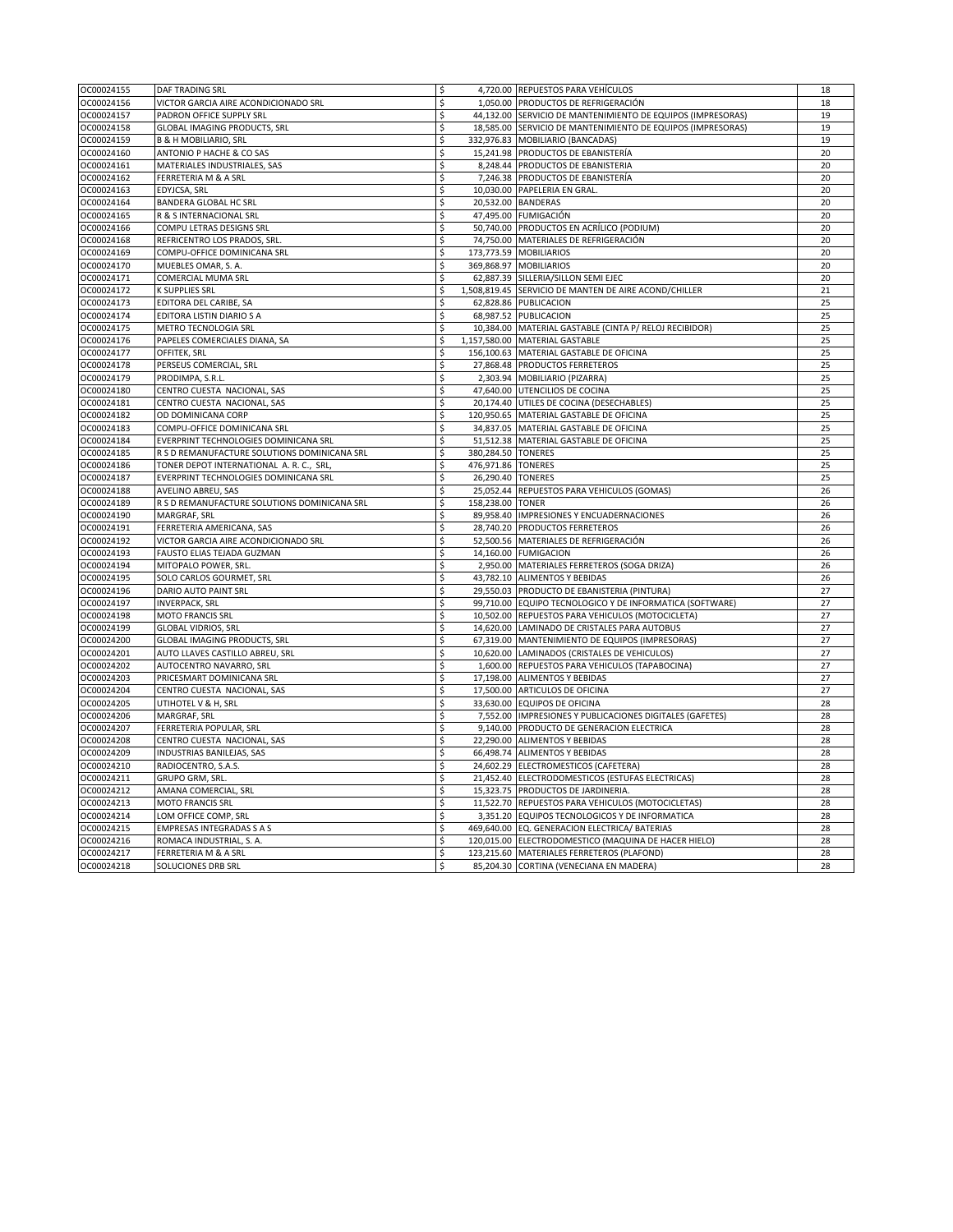| | | | | | |
|---|---|---|---|---|---|
| OC00024155 | DAF TRADING SRL | $ | 4,720.00 | REPUESTOS PARA VEHÍCULOS | 18 |
| OC00024156 | VICTOR GARCIA AIRE ACONDICIONADO SRL | $ | 1,050.00 | PRODUCTOS DE REFRIGERACIÓN | 18 |
| OC00024157 | PADRON OFFICE SUPPLY SRL | $ | 44,132.00 | SERVICIO DE MANTENIMIENTO DE EQUIPOS (IMPRESORAS) | 19 |
| OC00024158 | GLOBAL IMAGING PRODUCTS, SRL | $ | 18,585.00 | SERVICIO DE MANTENIMIENTO DE EQUIPOS (IMPRESORAS) | 19 |
| OC00024159 | B & H MOBILIARIO, SRL | $ | 332,976.83 | MOBILIARIO (BANCADAS) | 19 |
| OC00024160 | ANTONIO P HACHE & CO SAS | $ | 15,241.98 | PRODUCTOS DE EBANISTERÍA | 20 |
| OC00024161 | MATERIALES INDUSTRIALES, SAS | $ | 8,248.44 | PRODUCTOS DE EBANISTERIA | 20 |
| OC00024162 | FERRETERIA M & A SRL | $ | 7,246.38 | PRODUCTOS DE EBANISTERÍA | 20 |
| OC00024163 | EDYJCSA, SRL | $ | 10,030.00 | PAPELERIA EN GRAL. | 20 |
| OC00024164 | BANDERA GLOBAL HC SRL | $ | 20,532.00 | BANDERAS | 20 |
| OC00024165 | R & S INTERNACIONAL SRL | $ | 47,495.00 | FUMIGACIÓN | 20 |
| OC00024166 | COMPU LETRAS DESIGNS SRL | $ | 50,740.00 | PRODUCTOS EN ACRÍLICO (PODIUM) | 20 |
| OC00024168 | REFRICENTRO LOS PRADOS, SRL. | $ | 74,750.00 | MATERIALES DE REFRIGERACIÓN | 20 |
| OC00024169 | COMPU-OFFICE DOMINICANA SRL | $ | 173,773.59 | MOBILIARIOS | 20 |
| OC00024170 | MUEBLES OMAR, S. A. | $ | 369,868.97 | MOBILIARIOS | 20 |
| OC00024171 | COMERCIAL MUMA SRL | $ | 62,887.39 | SILLERIA/SILLON SEMI EJEC | 20 |
| OC00024172 | K SUPPLIES SRL | $ | 1,508,819.45 | SERVICIO DE MANTEN DE AIRE ACOND/CHILLER | 21 |
| OC00024173 | EDITORA DEL CARIBE, SA | $ | 62,828.86 | PUBLICACION | 25 |
| OC00024174 | EDITORA LISTIN DIARIO S A | $ | 68,987.52 | PUBLICACION | 25 |
| OC00024175 | METRO TECNOLOGIA SRL | $ | 10,384.00 | MATERIAL GASTABLE (CINTA P/ RELOJ RECIBIDOR) | 25 |
| OC00024176 | PAPELES COMERCIALES DIANA, SA | $ | 1,157,580.00 | MATERIAL GASTABLE | 25 |
| OC00024177 | OFFITEK, SRL | $ | 156,100.63 | MATERIAL GASTABLE DE OFICINA | 25 |
| OC00024178 | PERSEUS COMERCIAL, SRL | $ | 27,868.48 | PRODUCTOS FERRETEROS | 25 |
| OC00024179 | PRODIMPA, S.R.L. | $ | 2,303.94 | MOBILIARIO (PIZARRA) | 25 |
| OC00024180 | CENTRO CUESTA NACIONAL, SAS | $ | 47,640.00 | UTENCILIOS DE COCINA | 25 |
| OC00024181 | CENTRO CUESTA NACIONAL, SAS | $ | 20,174.40 | UTILES DE COCINA (DESECHABLES) | 25 |
| OC00024182 | OD DOMINICANA CORP | $ | 120,950.65 | MATERIAL GASTABLE DE OFICINA | 25 |
| OC00024183 | COMPU-OFFICE DOMINICANA SRL | $ | 34,837.05 | MATERIAL GASTABLE DE OFICINA | 25 |
| OC00024184 | EVERPRINT TECHNOLOGIES DOMINICANA SRL | $ | 51,512.38 | MATERIAL GASTABLE DE OFICINA | 25 |
| OC00024185 | R S D REMANUFACTURE SOLUTIONS DOMINICANA SRL | $ | 380,284.50 | TONERES | 25 |
| OC00024186 | TONER DEPOT INTERNATIONAL A. R. C., SRL, | $ | 476,971.86 | TONERES | 25 |
| OC00024187 | EVERPRINT TECHNOLOGIES DOMINICANA SRL | $ | 26,290.40 | TONERES | 25 |
| OC00024188 | AVELINO ABREU, SAS | $ | 25,052.44 | REPUESTOS PARA VEHICULOS (GOMAS) | 26 |
| OC00024189 | R S D REMANUFACTURE SOLUTIONS DOMINICANA SRL | $ | 158,238.00 | TONER | 26 |
| OC00024190 | MARGRAF, SRL | $ | 89,958.40 | IMPRESIONES Y ENCUADERNACIONES | 26 |
| OC00024191 | FERRETERIA AMERICANA, SAS | $ | 28,740.20 | PRODUCTOS FERRETEROS | 26 |
| OC00024192 | VICTOR GARCIA AIRE ACONDICIONADO SRL | $ | 52,500.56 | MATERIALES DE REFRIGERACIÓN | 26 |
| OC00024193 | FAUSTO ELIAS TEJADA GUZMAN | $ | 14,160.00 | FUMIGACION | 26 |
| OC00024194 | MITOPALO POWER, SRL. | $ | 2,950.00 | MATERIALES FERRETEROS (SOGA DRIZA) | 26 |
| OC00024195 | SOLO CARLOS GOURMET, SRL | $ | 43,782.10 | ALIMENTOS Y BEBIDAS | 26 |
| OC00024196 | DARIO AUTO PAINT SRL | $ | 29,550.03 | PRODUCTO DE EBANISTERIA (PINTURA) | 27 |
| OC00024197 | INVERPACK, SRL | $ | 99,710.00 | EQUIPO TECNOLOGICO Y DE INFORMATICA (SOFTWARE) | 27 |
| OC00024198 | MOTO FRANCIS SRL | $ | 10,502.00 | REPUESTOS PARA VEHICULOS (MOTOCICLETA) | 27 |
| OC00024199 | GLOBAL VIDRIOS, SRL | $ | 14,620.00 | LAMINADO DE CRISTALES PARA AUTOBUS | 27 |
| OC00024200 | GLOBAL IMAGING PRODUCTS, SRL | $ | 67,319.00 | MANTENIMIENTO DE EQUIPOS (IMPRESORAS) | 27 |
| OC00024201 | AUTO LLAVES CASTILLO ABREU, SRL | $ | 10,620.00 | LAMINADOS (CRISTALES DE VEHICULOS) | 27 |
| OC00024202 | AUTOCENTRO NAVARRO, SRL | $ | 1,600.00 | REPUESTOS PARA VEHICULOS (TAPABOCINA) | 27 |
| OC00024203 | PRICESMART DOMINICANA SRL | $ | 17,198.00 | ALIMENTOS Y BEBIDAS | 27 |
| OC00024204 | CENTRO CUESTA NACIONAL, SAS | $ | 17,500.00 | ARTICULOS DE OFICINA | 27 |
| OC00024205 | UTIHOTEL V & H, SRL | $ | 33,630.00 | EQUIPOS DE OFICINA | 28 |
| OC00024206 | MARGRAF, SRL | $ | 7,552.00 | IMPRESIONES Y PUBLICACIONES DIGITALES (GAFETES) | 28 |
| OC00024207 | FERRETERIA POPULAR, SRL | $ | 9,140.00 | PRODUCTO DE GENERACION ELECTRICA | 28 |
| OC00024208 | CENTRO CUESTA NACIONAL, SAS | $ | 22,290.00 | ALIMENTOS Y BEBIDAS | 28 |
| OC00024209 | INDUSTRIAS BANILEJAS, SAS | $ | 66,498.74 | ALIMENTOS Y BEBIDAS | 28 |
| OC00024210 | RADIOCENTRO, S.A.S. | $ | 24,602.29 | ELECTROMESTICOS (CAFETERA) | 28 |
| OC00024211 | GRUPO GRM, SRL. | $ | 21,452.40 | ELECTRODOMESTICOS (ESTUFAS ELECTRICAS) | 28 |
| OC00024212 | AMANA COMERCIAL, SRL | $ | 15,323.75 | PRODUCTOS DE JARDINERIA. | 28 |
| OC00024213 | MOTO FRANCIS SRL | $ | 11,522.70 | REPUESTOS PARA VEHICULOS (MOTOCICLETAS) | 28 |
| OC00024214 | LOM OFFICE COMP, SRL | $ | 3,351.20 | EQUIPOS TECNOLOGICOS Y DE INFORMATICA | 28 |
| OC00024215 | EMPRESAS INTEGRADAS S A S | $ | 469,640.00 | EQ. GENERACION ELECTRICA/ BATERIAS | 28 |
| OC00024216 | ROMACA INDUSTRIAL, S. A. | $ | 120,015.00 | ELECTRODOMESTICO (MAQUINA DE HACER HIELO) | 28 |
| OC00024217 | FERRETERIA M & A SRL | $ | 123,215.60 | MATERIALES FERRETEROS (PLAFOND) | 28 |
| OC00024218 | SOLUCIONES DRB SRL | $ | 85,204.30 | CORTINA (VENECIANA EN MADERA) | 28 |